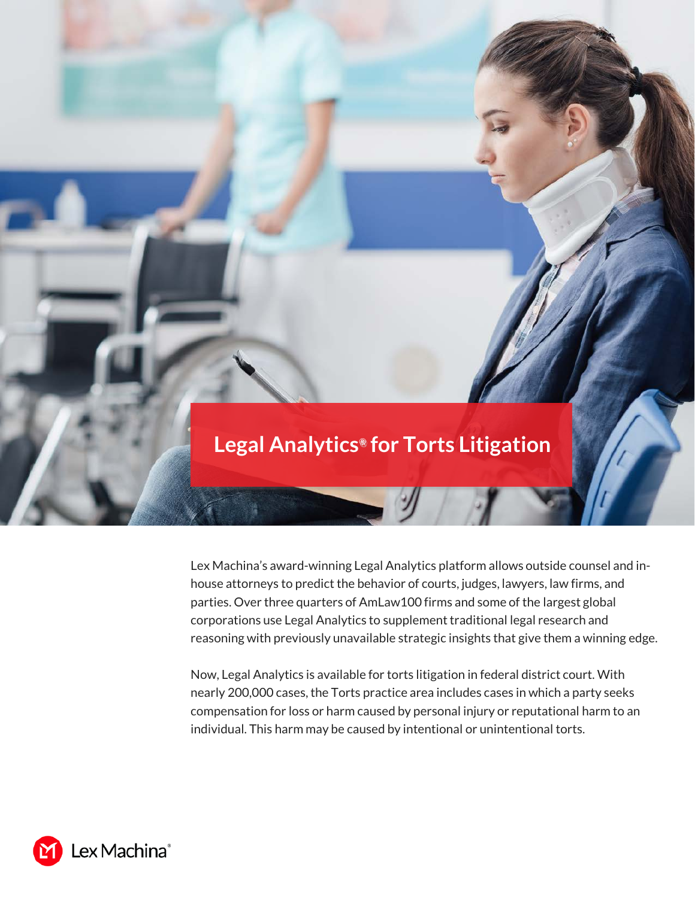# Legal Analytics® for Torts Litigation

Lex Machina's award-winning Legal Analytics platform allows outside counsel and in-house attorneys to predict the behavior of courts, judges, lawyers, law firms, and parties. Over three quarters of AmLaw100 firms and some of the largest global corporations use Legal Analytics to supplement traditional legal research and reasoning with previously unavailable strategic insights that give them a winning edge.

Now, Legal Analytics is available for torts litigation in federal district court. With nearly 200,000 cases, the Torts practice area includes cases in which a party seeks compensation for loss or harm caused by personal injury or reputational harm to an individual. This harm may be caused by intentional or unintentional torts.

Lex Machina®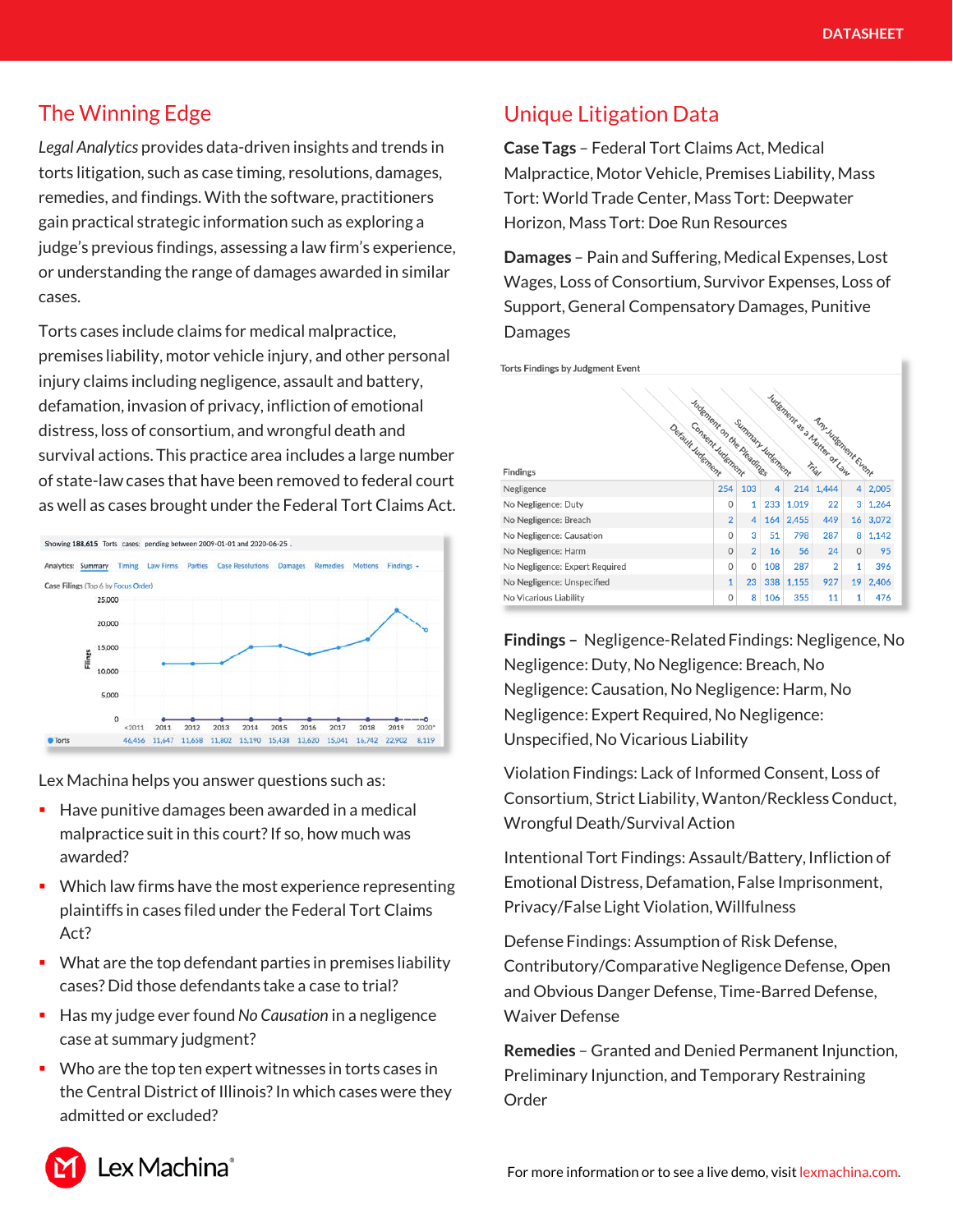## The Winning Edge

*Legal Analytics* provides data-driven insights and trends in torts litigation, such as case timing, resolutions, damages, remedies, and findings. With the software, practitioners gain practical strategic information such as exploring a judge's previous findings, assessing a law firm's experience, or understanding the range of damages awarded in similar cases.

Torts cases include claims for medical malpractice, premises liability, motor vehicle injury, and other personal injury claims including negligence, assault and battery, defamation, invasion of privacy, infliction of emotional distress, loss of consortium, and wrongful death and survival actions. This practice area includes a large number of state-law cases that have been removed to federal court as well as cases brought under the Federal Tort Claims Act.

Showing 188,615 Torts cases: pending between 2009-01-01 and 2020-06-25 .

Analytics: Summary Timing Law Firms Parties Case Resolutions Damages Remedies Motions Findings

Case Filings (Top 6 by Focus Order)

25,000
20,000
15,000
10,000
5,000
0

Filings

<2011 2011 2012 2013 2014 2015 2016 2017 2018 2019 2020*

Torts 46,456 11,647 11,658 11,802 15,190 15,438 13,620 15,041 16,742 22,902 8,119

Lex Machina helps you answer questions such as:

- Have punitive damages been awarded in a medical malpractice suit in this court? If so, how much was awarded?
- Which law firms have the most experience representing plaintiffs in cases filed under the Federal Tort Claims Act?
- What are the top defendant parties in premises liability cases? Did those defendants take a case to trial?
- Has my judge ever found *No Causation* in a negligence case at summary judgment?
- Who are the top ten expert witnesses in torts cases in the Central District of Illinois? In which cases were they admitted or excluded?

## Unique Litigation Data

**Case Tags** – Federal Tort Claims Act, Medical Malpractice, Motor Vehicle, Premises Liability, Mass Tort: World Trade Center, Mass Tort: Deepwater Horizon, Mass Tort: Doe Run Resources

**Damages** – Pain and Suffering, Medical Expenses, Lost Wages, Loss of Consortium, Survivor Expenses, Loss of Support, General Compensatory Damages, Punitive Damages

Torts Findings by Judgment Event

| Findings | Default Judgment | Consent Judgment | Judgment on the Pleadings | Summary Judgment | Trial | Judgment as a Matter of Law | Any Judgment Event |
|---|---|---|---|---|---|---|---|
| Negligence | 254 | 103 | 4 | 214 | 1,444 | 4 | 2,005 |
| No Negligence: Duty | 0 | 1 | 233 | 1,019 | 22 | 3 | 1,264 |
| No Negligence: Breach | 2 | 4 | 164 | 2,455 | 449 | 16 | 3,072 |
| No Negligence: Causation | 0 | 3 | 51 | 798 | 287 | 8 | 1,142 |
| No Negligence: Harm | 0 | 2 | 16 | 56 | 24 | 0 | 95 |
| No Negligence: Expert Required | 0 | 0 | 108 | 287 | 2 | 1 | 396 |
| No Negligence: Unspecified | 1 | 23 | 338 | 1,155 | 927 | 19 | 2,406 |
| No Vicarious Liability | 0 | 8 | 106 | 355 | 11 | 1 | 476 |

**Findings** – Negligence-Related Findings: Negligence, No Negligence: Duty, No Negligence: Breach, No Negligence: Causation, No Negligence: Harm, No Negligence: Expert Required, No Negligence: Unspecified, No Vicarious Liability

Violation Findings: Lack of Informed Consent, Loss of Consortium, Strict Liability, Wanton/Reckless Conduct, Wrongful Death/Survival Action

Intentional Tort Findings: Assault/Battery, Infliction of Emotional Distress, Defamation, False Imprisonment, Privacy/False Light Violation, Willfulness

Defense Findings: Assumption of Risk Defense, Contributory/Comparative Negligence Defense, Open and Obvious Danger Defense, Time-Barred Defense, Waiver Defense

**Remedies** – Granted and Denied Permanent Injunction, Preliminary Injunction, and Temporary Restraining Order

Lex Machina®

For more information or to see a live demo, visit lexmachina.com.